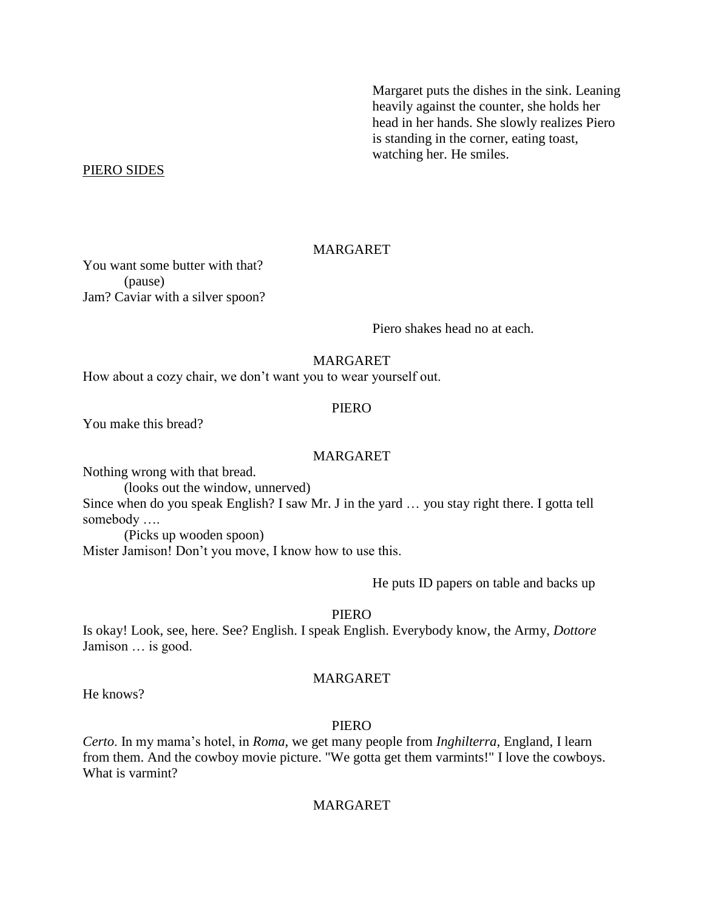Margaret puts the dishes in the sink. Leaning heavily against the counter, she holds her head in her hands. She slowly realizes Piero is standing in the corner, eating toast, watching her. He smiles.

PIERO SIDES

MARGARET

You want some butter with that?
(pause)
Jam? Caviar with a silver spoon?

Piero shakes head no at each.

MARGARET

How about a cozy chair, we don't want you to wear yourself out.

PIERO

You make this bread?

MARGARET

Nothing wrong with that bread.
(looks out the window, unnerved)
Since when do you speak English? I saw Mr. J in the yard … you stay right there. I gotta tell somebody ….
(Picks up wooden spoon)
Mister Jamison! Don't you move, I know how to use this.

He puts ID papers on table and backs up

PIERO

Is okay! Look, see, here. See? English. I speak English. Everybody know, the Army, *Dottore* Jamison … is good.

MARGARET

He knows?

PIERO

*Certo*. In my mama's hotel, in *Roma*, we get many people from *Inghilterra*, England, I learn from them. And the cowboy movie picture. "We gotta get them varmints!" I love the cowboys. What is varmint?

MARGARET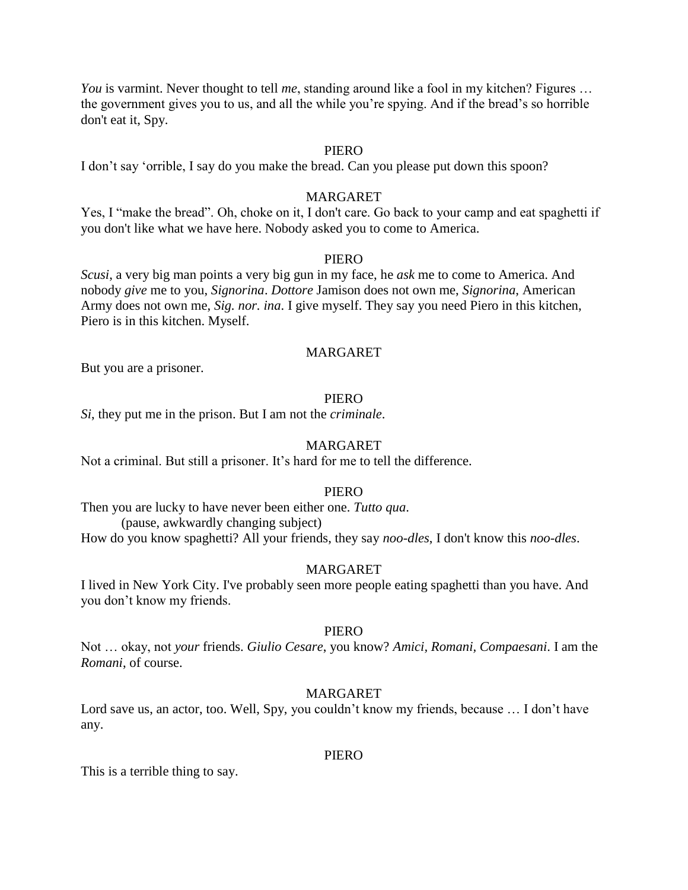*You* is varmint. Never thought to tell *me*, standing around like a fool in my kitchen? Figures … the government gives you to us, and all the while you're spying. And if the bread's so horrible don't eat it, Spy.

PIERO

I don't say 'orrible, I say do you make the bread. Can you please put down this spoon?

MARGARET

Yes, I "make the bread". Oh, choke on it, I don't care. Go back to your camp and eat spaghetti if you don't like what we have here. Nobody asked you to come to America.

PIERO

*Scusi*, a very big man points a very big gun in my face, he *ask* me to come to America. And nobody *give* me to you, *Signorina*. *Dottore* Jamison does not own me, *Signorina*, American Army does not own me, *Sig. nor. ina*. I give myself. They say you need Piero in this kitchen, Piero is in this kitchen. Myself.

MARGARET

But you are a prisoner.

PIERO

*Si*, they put me in the prison. But I am not the *criminale*.

MARGARET

Not a criminal. But still a prisoner. It's hard for me to tell the difference.

PIERO

Then you are lucky to have never been either one. *Tutto qua*.

(pause, awkwardly changing subject)

How do you know spaghetti? All your friends, they say *noo-dles*, I don't know this *noo-dles*.

MARGARET

I lived in New York City. I've probably seen more people eating spaghetti than you have. And you don't know my friends.

PIERO

Not … okay, not *your* friends. *Giulio Cesare*, you know? *Amici, Romani, Compaesani*. I am the *Romani*, of course.

MARGARET

Lord save us, an actor, too. Well, Spy, you couldn't know my friends, because … I don't have any.

PIERO

This is a terrible thing to say.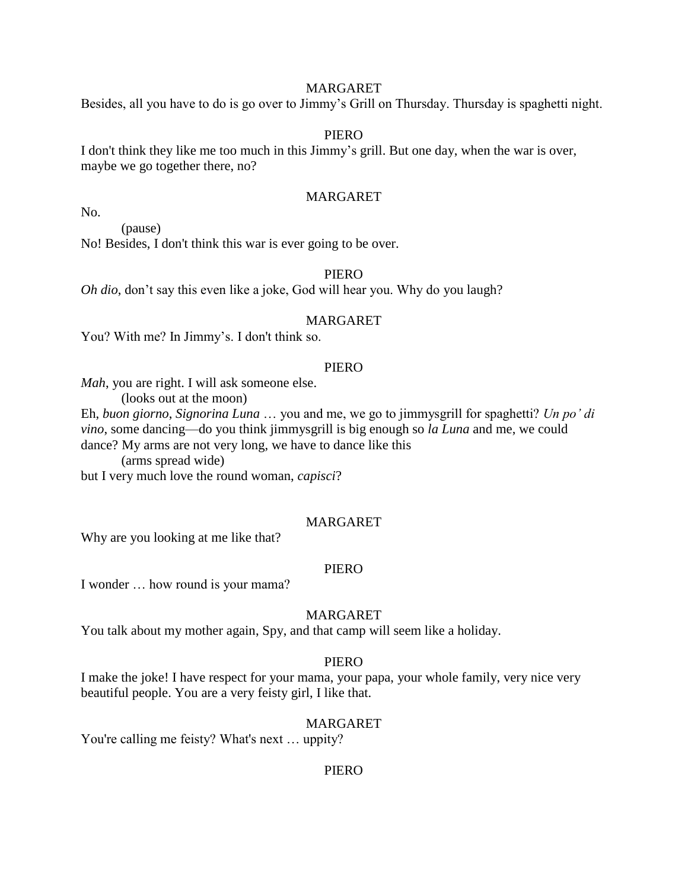MARGARET

Besides, all you have to do is go over to Jimmy's Grill on Thursday. Thursday is spaghetti night.

PIERO

I don't think they like me too much in this Jimmy's grill. But one day, when the war is over, maybe we go together there, no?

MARGARET

No.

(pause)

No! Besides, I don't think this war is ever going to be over.

PIERO

*Oh dio*, don't say this even like a joke, God will hear you. Why do you laugh?

MARGARET

You? With me? In Jimmy's. I don't think so.

PIERO

*Mah*, you are right. I will ask someone else.

(looks out at the moon)

Eh, *buon giorno*, *Signorina Luna* … you and me, we go to jimmysgrill for spaghetti? *Un po' di vino*, some dancing—do you think jimmysgrill is big enough so *la Luna* and me, we could dance? My arms are not very long, we have to dance like this

(arms spread wide)

but I very much love the round woman, *capisci*?

MARGARET

Why are you looking at me like that?

PIERO

I wonder … how round is your mama?

MARGARET

You talk about my mother again, Spy, and that camp will seem like a holiday.

PIERO

I make the joke! I have respect for your mama, your papa, your whole family, very nice very beautiful people. You are a very feisty girl, I like that.

MARGARET

You're calling me feisty? What's next … uppity?

PIERO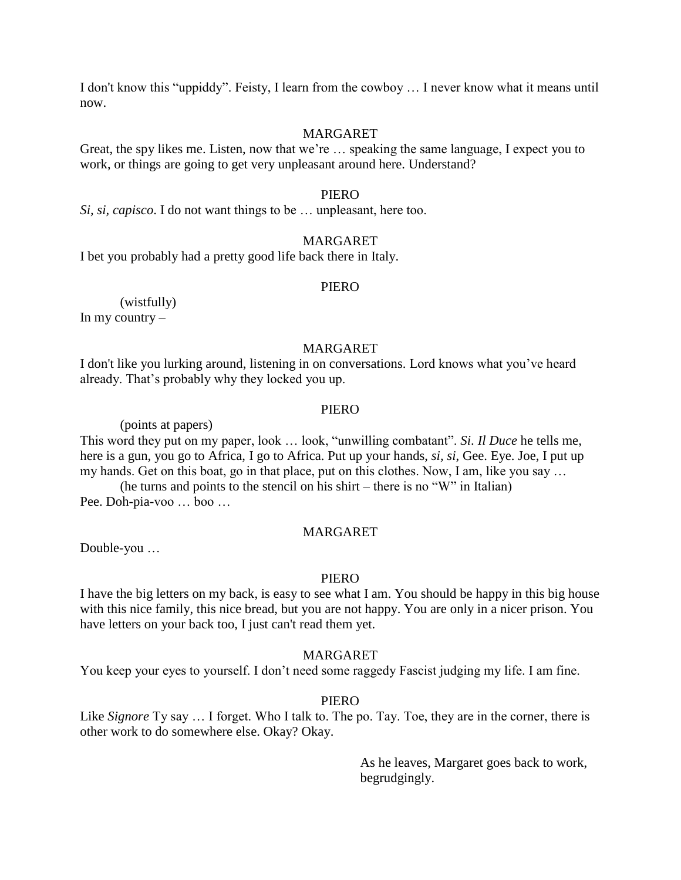I don't know this "uppiddy". Feisty, I learn from the cowboy … I never know what it means until now.

MARGARET

Great, the spy likes me. Listen, now that we're … speaking the same language, I expect you to work, or things are going to get very unpleasant around here. Understand?

PIERO

*Si, si, capisco*. I do not want things to be … unpleasant, here too.

MARGARET

I bet you probably had a pretty good life back there in Italy.

PIERO

(wistfully)

In my country –

MARGARET

I don't like you lurking around, listening in on conversations. Lord knows what you've heard already. That's probably why they locked you up.

PIERO

(points at papers)

This word they put on my paper, look … look, "unwilling combatant". *Si*. *Il Duce* he tells me, here is a gun, you go to Africa, I go to Africa. Put up your hands, *si, si,* Gee. Eye. Joe, I put up my hands. Get on this boat, go in that place, put on this clothes. Now, I am, like you say …

(he turns and points to the stencil on his shirt – there is no "W" in Italian)

Pee. Doh-pia-voo … boo …

MARGARET

Double-you …

PIERO

I have the big letters on my back, is easy to see what I am. You should be happy in this big house with this nice family, this nice bread, but you are not happy. You are only in a nicer prison. You have letters on your back too, I just can't read them yet.

MARGARET

You keep your eyes to yourself. I don't need some raggedy Fascist judging my life. I am fine.

PIERO

Like *Signore* Ty say … I forget. Who I talk to. The po. Tay. Toe, they are in the corner, there is other work to do somewhere else. Okay? Okay.

As he leaves, Margaret goes back to work, begrudgingly.